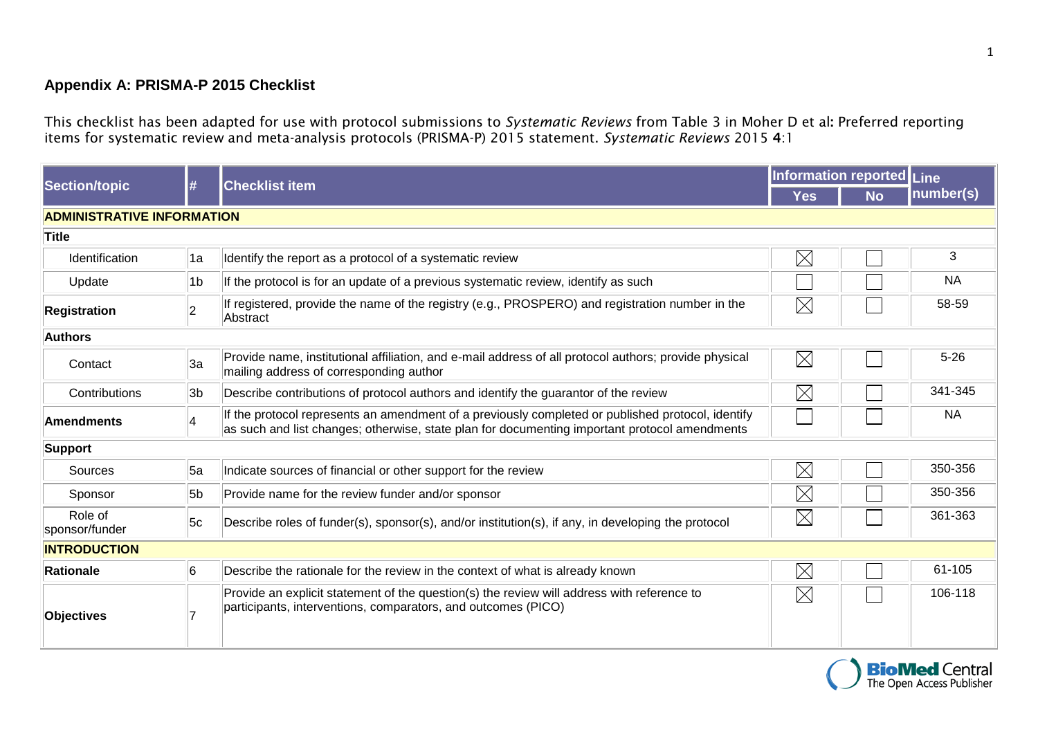## Appendix A: PRISMA-P 2015 Checklist

This checklist has been adapted for use with protocol submissions to *Systematic Reviews* from Table 3 in Moher D et al: Preferred reporting items for systematic review and meta-analysis protocols (PRISMA-P) 2015 statement. *Systematic Reviews* 2015 **4**:1

| Section/topic | # | Checklist item | Information reported | | Line number(s) |
|---|---|---|---|---|---|
| | | | Yes | No | |
| **ADMINISTRATIVE INFORMATION** | | | | | |
| **Title** | | | | | |
| Identification | 1a | Identify the report as a protocol of a systematic review | ☒ | ☐ | 3 |
| Update | 1b | If the protocol is for an update of a previous systematic review, identify as such | ☐ | ☐ | NA |
| **Registration** | 2 | If registered, provide the name of the registry (e.g., PROSPERO) and registration number in the Abstract | ☒ | ☐ | 58-59 |
| **Authors** | | | | | |
| Contact | 3a | Provide name, institutional affiliation, and e-mail address of all protocol authors; provide physical mailing address of corresponding author | ☒ | ☐ | 5-26 |
| Contributions | 3b | Describe contributions of protocol authors and identify the guarantor of the review | ☒ | ☐ | 341-345 |
| **Amendments** | 4 | If the protocol represents an amendment of a previously completed or published protocol, identify as such and list changes; otherwise, state plan for documenting important protocol amendments | ☐ | ☐ | NA |
| **Support** | | | | | |
| Sources | 5a | Indicate sources of financial or other support for the review | ☒ | ☐ | 350-356 |
| Sponsor | 5b | Provide name for the review funder and/or sponsor | ☒ | ☐ | 350-356 |
| Role of sponsor/funder | 5c | Describe roles of funder(s), sponsor(s), and/or institution(s), if any, in developing the protocol | ☒ | ☐ | 361-363 |
| **INTRODUCTION** | | | | | |
| **Rationale** | 6 | Describe the rationale for the review in the context of what is already known | ☒ | ☐ | 61-105 |
| **Objectives** | 7 | Provide an explicit statement of the question(s) the review will address with reference to participants, interventions, comparators, and outcomes (PICO) | ☒ | ☐ | 106-118 |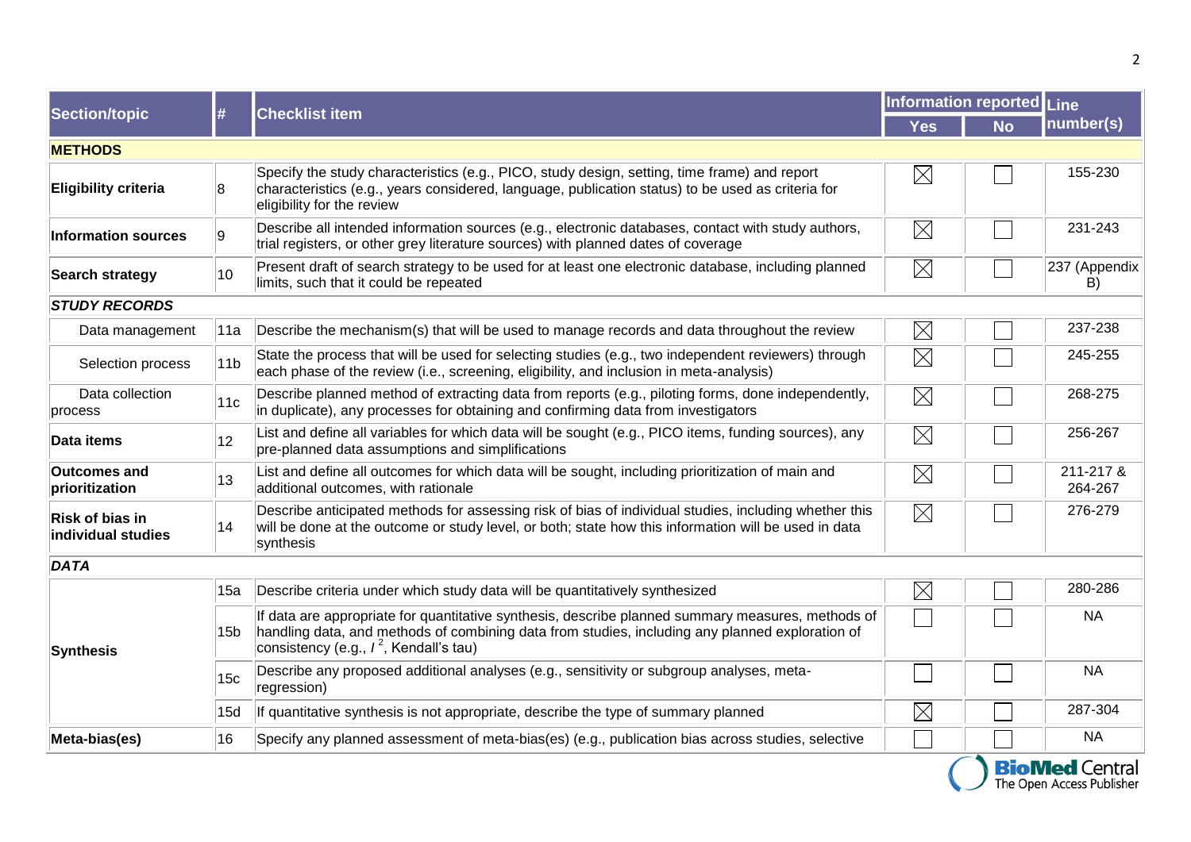| Section/topic | # | Checklist item | Information reported | | Line number(s) |
|---|---|---|---|---|---|
| | | | Yes | No | |
| **METHODS** | | | | | |
| **Eligibility criteria** | 8 | Specify the study characteristics (e.g., PICO, study design, setting, time frame) and report characteristics (e.g., years considered, language, publication status) to be used as criteria for eligibility for the review | ☒ | ☐ | 155-230 |
| **Information sources** | 9 | Describe all intended information sources (e.g., electronic databases, contact with study authors, trial registers, or other grey literature sources) with planned dates of coverage | ☒ | ☐ | 231-243 |
| **Search strategy** | 10 | Present draft of search strategy to be used for at least one electronic database, including planned limits, such that it could be repeated | ☒ | ☐ | 237 (Appendix B) |
| ***STUDY RECORDS*** | | | | | |
| Data management | 11a | Describe the mechanism(s) that will be used to manage records and data throughout the review | ☒ | ☐ | 237-238 |
| Selection process | 11b | State the process that will be used for selecting studies (e.g., two independent reviewers) through each phase of the review (i.e., screening, eligibility, and inclusion in meta-analysis) | ☒ | ☐ | 245-255 |
| Data collection process | 11c | Describe planned method of extracting data from reports (e.g., piloting forms, done independently, in duplicate), any processes for obtaining and confirming data from investigators | ☒ | ☐ | 268-275 |
| **Data items** | 12 | List and define all variables for which data will be sought (e.g., PICO items, funding sources), any pre-planned data assumptions and simplifications | ☒ | ☐ | 256-267 |
| **Outcomes and prioritization** | 13 | List and define all outcomes for which data will be sought, including prioritization of main and additional outcomes, with rationale | ☒ | ☐ | 211-217 & 264-267 |
| **Risk of bias in individual studies** | 14 | Describe anticipated methods for assessing risk of bias of individual studies, including whether this will be done at the outcome or study level, or both; state how this information will be used in data synthesis | ☒ | ☐ | 276-279 |
| ***DATA*** | | | | | |
| **Synthesis** | 15a | Describe criteria under which study data will be quantitatively synthesized | ☒ | ☐ | 280-286 |
| | 15b | If data are appropriate for quantitative synthesis, describe planned summary measures, methods of handling data, and methods of combining data from studies, including any planned exploration of consistency (e.g., $I^2$, Kendall's tau) | ☐ | ☐ | NA |
| | 15c | Describe any proposed additional analyses (e.g., sensitivity or subgroup analyses, meta-regression) | ☐ | ☐ | NA |
| | 15d | If quantitative synthesis is not appropriate, describe the type of summary planned | ☒ | ☐ | 287-304 |
| **Meta-bias(es)** | 16 | Specify any planned assessment of meta-bias(es) (e.g., publication bias across studies, selective | ☐ | ☐ | NA |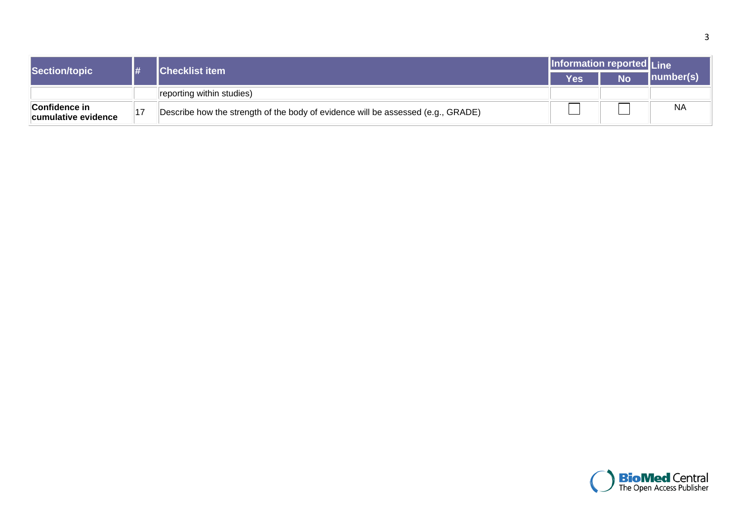| Section/topic | # | Checklist item | Information reported | | Line number(s) |
|---|---|---|---|---|---|
| | | | Yes | No | |
| | | reporting within studies) | | | |
| **Confidence in cumulative evidence** | 17 | Describe how the strength of the body of evidence will be assessed (e.g., GRADE) | ☐ | ☐ | NA |